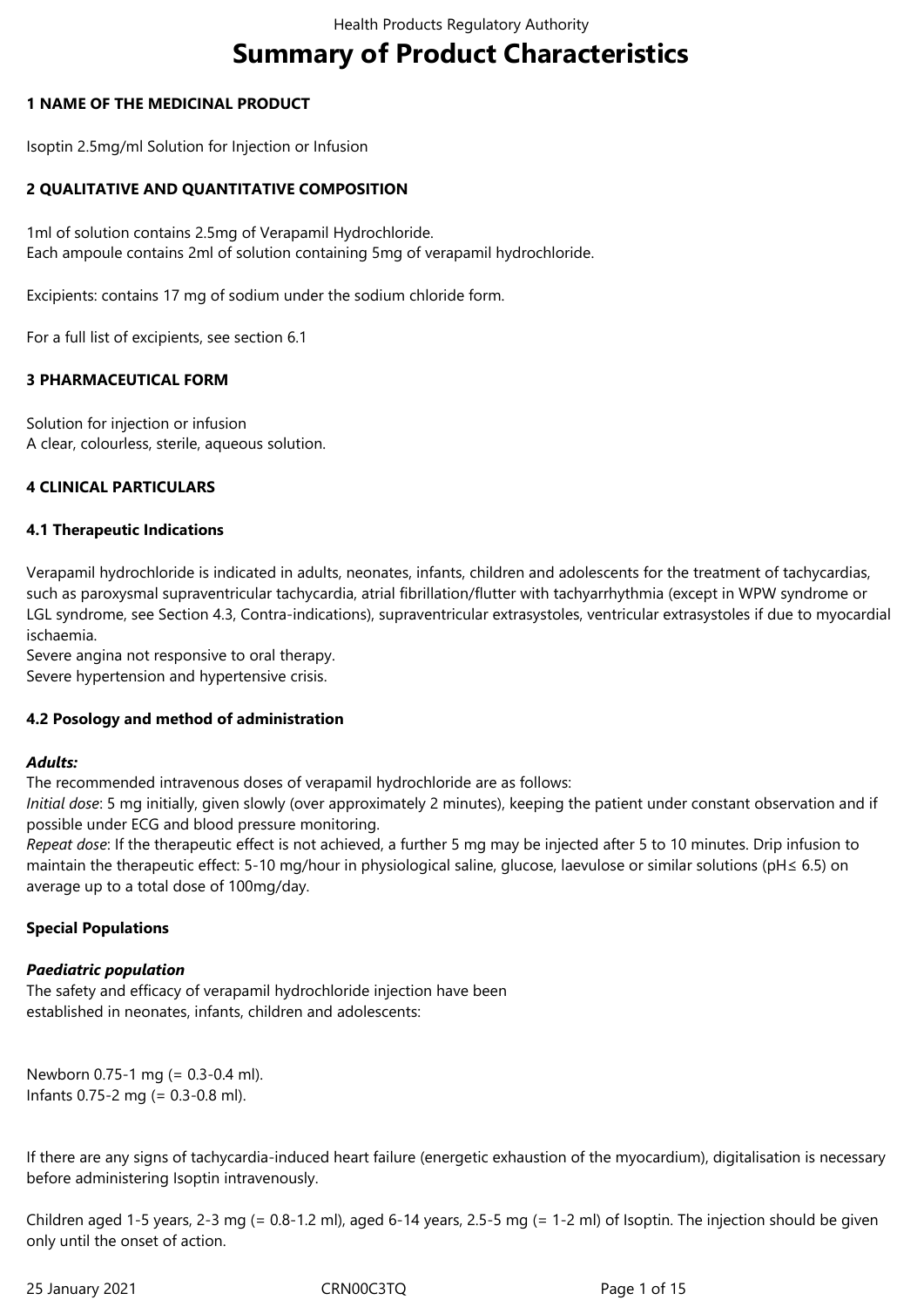# Summary of Product Characteristics

## 1 NAME OF THE MEDICINAL PRODUCT

Isoptin 2.5mg/ml Solution for Injection or Infusion

## 2 QUALITATIVE AND QUANTITATIVE COMPOSITION

1ml of solution contains 2.5mg of Verapamil Hydrochloride.
Each ampoule contains 2ml of solution containing 5mg of verapamil hydrochloride.

Excipients: contains 17 mg of sodium under the sodium chloride form.

For a full list of excipients, see section 6.1

## 3 PHARMACEUTICAL FORM

Solution for injection or infusion
A clear, colourless, sterile, aqueous solution.

## 4 CLINICAL PARTICULARS

### 4.1 Therapeutic Indications

Verapamil hydrochloride is indicated in adults, neonates, infants, children and adolescents for the treatment of tachycardias, such as paroxysmal supraventricular tachycardia, atrial fibrillation/flutter with tachyarrhythmia (except in WPW syndrome or LGL syndrome, see Section 4.3, Contra-indications), supraventricular extrasystoles, ventricular extrasystoles if due to myocardial ischaemia.
Severe angina not responsive to oral therapy.
Severe hypertension and hypertensive crisis.

### 4.2 Posology and method of administration

***Adults:***
The recommended intravenous doses of verapamil hydrochloride are as follows:
*Initial dose*: 5 mg initially, given slowly (over approximately 2 minutes), keeping the patient under constant observation and if possible under ECG and blood pressure monitoring.
*Repeat dose*: If the therapeutic effect is not achieved, a further 5 mg may be injected after 5 to 10 minutes. Drip infusion to maintain the therapeutic effect: 5-10 mg/hour in physiological saline, glucose, laevulose or similar solutions (pH≤ 6.5) on average up to a total dose of 100mg/day.

**Special Populations**

***Paediatric population***
The safety and efficacy of verapamil hydrochloride injection have been
established in neonates, infants, children and adolescents:

Newborn 0.75-1 mg (= 0.3-0.4 ml).
Infants 0.75-2 mg (= 0.3-0.8 ml).

If there are any signs of tachycardia-induced heart failure (energetic exhaustion of the myocardium), digitalisation is necessary before administering Isoptin intravenously.

Children aged 1-5 years, 2-3 mg (= 0.8-1.2 ml), aged 6-14 years, 2.5-5 mg (= 1-2 ml) of Isoptin. The injection should be given only until the onset of action.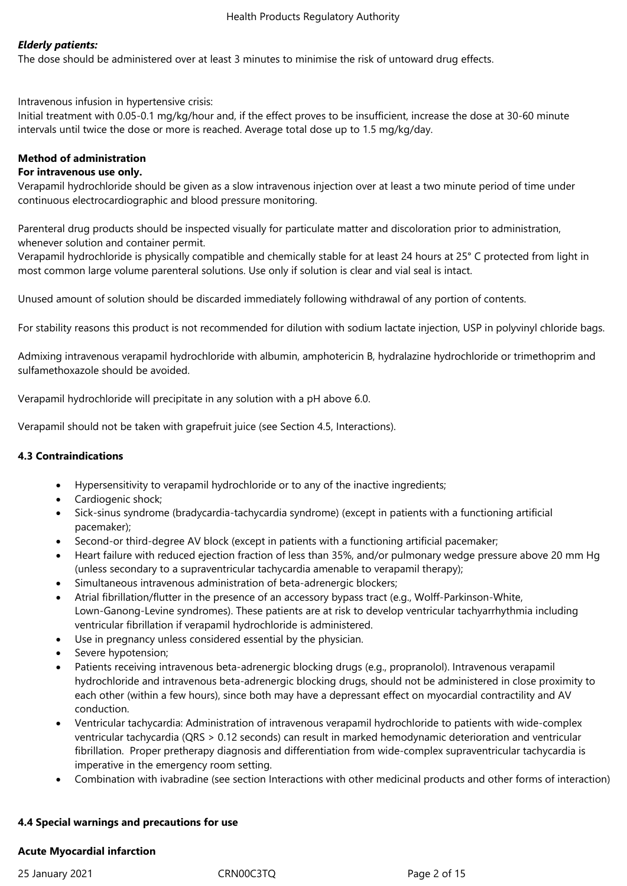***Elderly patients:***
The dose should be administered over at least 3 minutes to minimise the risk of untoward drug effects.

Intravenous infusion in hypertensive crisis:
Initial treatment with 0.05-0.1 mg/kg/hour and, if the effect proves to be insufficient, increase the dose at 30-60 minute intervals until twice the dose or more is reached. Average total dose up to 1.5 mg/kg/day.

**Method of administration**
**For intravenous use only.**
Verapamil hydrochloride should be given as a slow intravenous injection over at least a two minute period of time under continuous electrocardiographic and blood pressure monitoring.

Parenteral drug products should be inspected visually for particulate matter and discoloration prior to administration, whenever solution and container permit.
Verapamil hydrochloride is physically compatible and chemically stable for at least 24 hours at 25° C protected from light in most common large volume parenteral solutions. Use only if solution is clear and vial seal is intact.

Unused amount of solution should be discarded immediately following withdrawal of any portion of contents.

For stability reasons this product is not recommended for dilution with sodium lactate injection, USP in polyvinyl chloride bags.

Admixing intravenous verapamil hydrochloride with albumin, amphotericin B, hydralazine hydrochloride or trimethoprim and sulfamethoxazole should be avoided.

Verapamil hydrochloride will precipitate in any solution with a pH above 6.0.

Verapamil should not be taken with grapefruit juice (see Section 4.5, Interactions).

**4.3 Contraindications**

- Hypersensitivity to verapamil hydrochloride or to any of the inactive ingredients;
- Cardiogenic shock;
- Sick-sinus syndrome (bradycardia-tachycardia syndrome) (except in patients with a functioning artificial pacemaker);
- Second-or third-degree AV block (except in patients with a functioning artificial pacemaker;
- Heart failure with reduced ejection fraction of less than 35%, and/or pulmonary wedge pressure above 20 mm Hg (unless secondary to a supraventricular tachycardia amenable to verapamil therapy);
- Simultaneous intravenous administration of beta-adrenergic blockers;
- Atrial fibrillation/flutter in the presence of an accessory bypass tract (e.g., Wolff-Parkinson-White, Lown-Ganong-Levine syndromes). These patients are at risk to develop ventricular tachyarrhythmia including ventricular fibrillation if verapamil hydrochloride is administered.
- Use in pregnancy unless considered essential by the physician.
- Severe hypotension;
- Patients receiving intravenous beta-adrenergic blocking drugs (e.g., propranolol). Intravenous verapamil hydrochloride and intravenous beta-adrenergic blocking drugs, should not be administered in close proximity to each other (within a few hours), since both may have a depressant effect on myocardial contractility and AV conduction.
- Ventricular tachycardia: Administration of intravenous verapamil hydrochloride to patients with wide-complex ventricular tachycardia (QRS > 0.12 seconds) can result in marked hemodynamic deterioration and ventricular fibrillation. Proper pretherapy diagnosis and differentiation from wide-complex supraventricular tachycardia is imperative in the emergency room setting.
- Combination with ivabradine (see section Interactions with other medicinal products and other forms of interaction)

**4.4 Special warnings and precautions for use**

**Acute Myocardial infarction**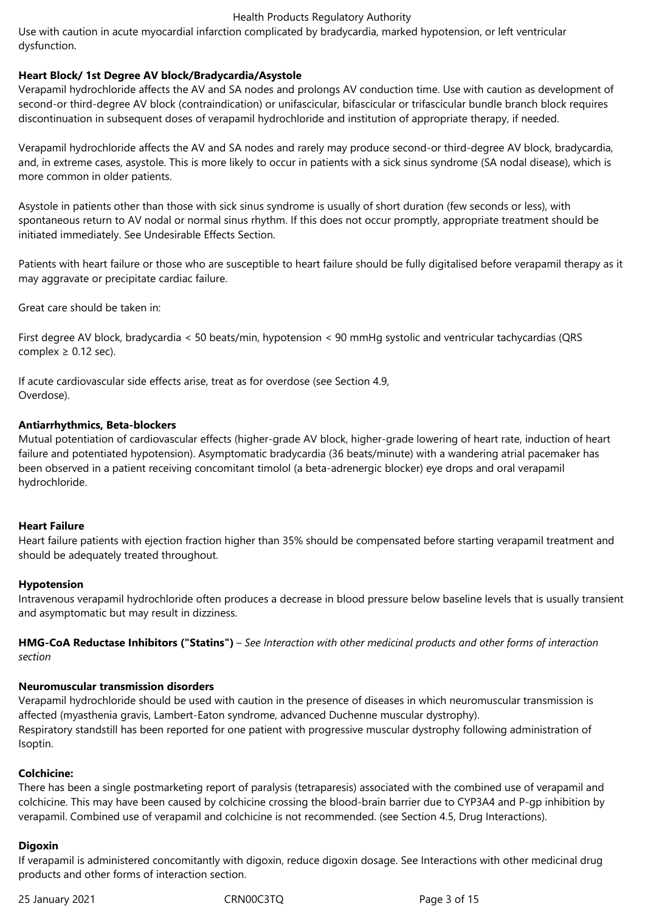Use with caution in acute myocardial infarction complicated by bradycardia, marked hypotension, or left ventricular dysfunction.

**Heart Block/ 1st Degree AV block/Bradycardia/Asystole**

Verapamil hydrochloride affects the AV and SA nodes and prolongs AV conduction time. Use with caution as development of second-or third-degree AV block (contraindication) or unifascicular, bifascicular or trifascicular bundle branch block requires discontinuation in subsequent doses of verapamil hydrochloride and institution of appropriate therapy, if needed.

Verapamil hydrochloride affects the AV and SA nodes and rarely may produce second-or third-degree AV block, bradycardia, and, in extreme cases, asystole. This is more likely to occur in patients with a sick sinus syndrome (SA nodal disease), which is more common in older patients.

Asystole in patients other than those with sick sinus syndrome is usually of short duration (few seconds or less), with spontaneous return to AV nodal or normal sinus rhythm. If this does not occur promptly, appropriate treatment should be initiated immediately. See Undesirable Effects Section.

Patients with heart failure or those who are susceptible to heart failure should be fully digitalised before verapamil therapy as it may aggravate or precipitate cardiac failure.

Great care should be taken in:

First degree AV block, bradycardia < 50 beats/min, hypotension < 90 mmHg systolic and ventricular tachycardias (QRS complex ≥ 0.12 sec).

If acute cardiovascular side effects arise, treat as for overdose (see Section 4.9, Overdose).

**Antiarrhythmics, Beta-blockers**

Mutual potentiation of cardiovascular effects (higher-grade AV block, higher-grade lowering of heart rate, induction of heart failure and potentiated hypotension). Asymptomatic bradycardia (36 beats/minute) with a wandering atrial pacemaker has been observed in a patient receiving concomitant timolol (a beta-adrenergic blocker) eye drops and oral verapamil hydrochloride.

**Heart Failure**

Heart failure patients with ejection fraction higher than 35% should be compensated before starting verapamil treatment and should be adequately treated throughout.

**Hypotension**

Intravenous verapamil hydrochloride often produces a decrease in blood pressure below baseline levels that is usually transient and asymptomatic but may result in dizziness.

**HMG-CoA Reductase Inhibitors ("Statins")** – *See Interaction with other medicinal products and other forms of interaction section*

**Neuromuscular transmission disorders**

Verapamil hydrochloride should be used with caution in the presence of diseases in which neuromuscular transmission is affected (myasthenia gravis, Lambert-Eaton syndrome, advanced Duchenne muscular dystrophy).
Respiratory standstill has been reported for one patient with progressive muscular dystrophy following administration of Isoptin.

**Colchicine:**

There has been a single postmarketing report of paralysis (tetraparesis) associated with the combined use of verapamil and colchicine. This may have been caused by colchicine crossing the blood-brain barrier due to CYP3A4 and P-gp inhibition by verapamil. Combined use of verapamil and colchicine is not recommended. (see Section 4.5, Drug Interactions).

**Digoxin**

If verapamil is administered concomitantly with digoxin, reduce digoxin dosage. See Interactions with other medicinal drug products and other forms of interaction section.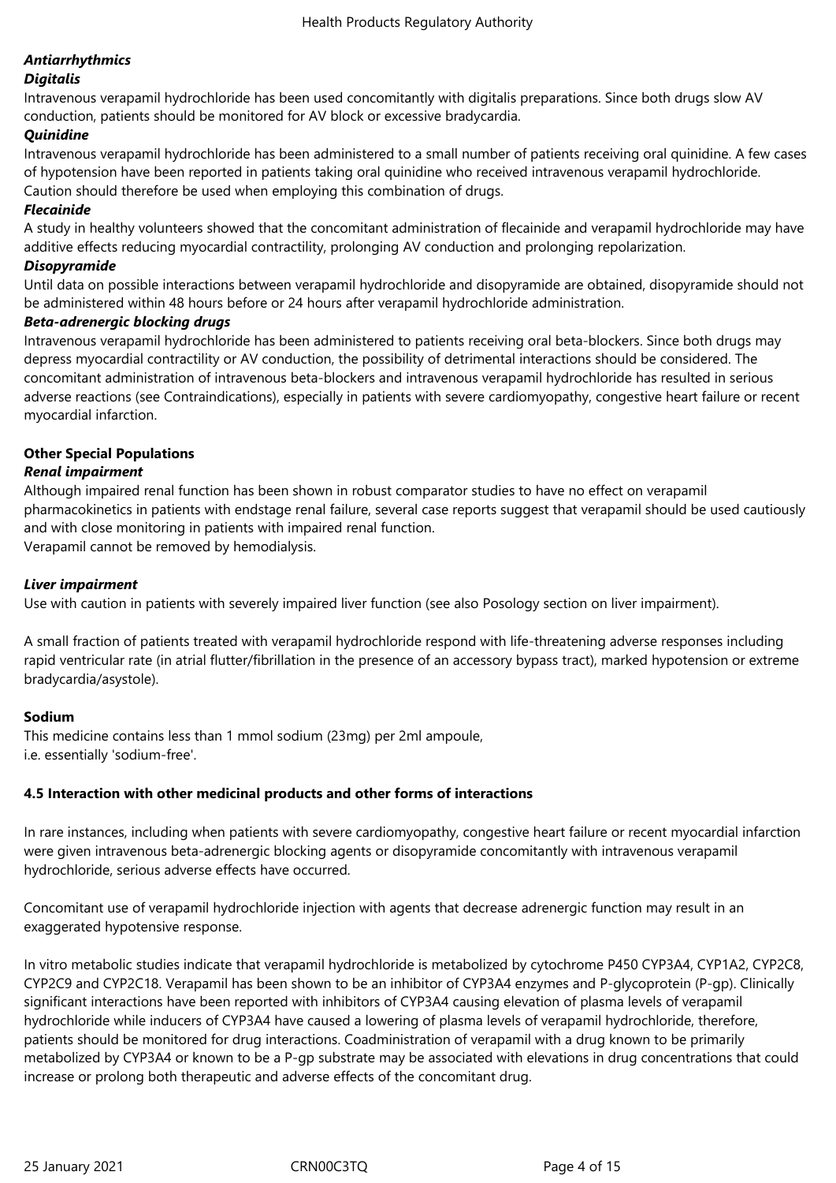***Antiarrhythmics***

***Digitalis***

Intravenous verapamil hydrochloride has been used concomitantly with digitalis preparations. Since both drugs slow AV conduction, patients should be monitored for AV block or excessive bradycardia.

***Quinidine***

Intravenous verapamil hydrochloride has been administered to a small number of patients receiving oral quinidine. A few cases of hypotension have been reported in patients taking oral quinidine who received intravenous verapamil hydrochloride. Caution should therefore be used when employing this combination of drugs.

***Flecainide***

A study in healthy volunteers showed that the concomitant administration of flecainide and verapamil hydrochloride may have additive effects reducing myocardial contractility, prolonging AV conduction and prolonging repolarization.

***Disopyramide***

Until data on possible interactions between verapamil hydrochloride and disopyramide are obtained, disopyramide should not be administered within 48 hours before or 24 hours after verapamil hydrochloride administration.

***Beta-adrenergic blocking drugs***

Intravenous verapamil hydrochloride has been administered to patients receiving oral beta-blockers. Since both drugs may depress myocardial contractility or AV conduction, the possibility of detrimental interactions should be considered. The concomitant administration of intravenous beta-blockers and intravenous verapamil hydrochloride has resulted in serious adverse reactions (see Contraindications), especially in patients with severe cardiomyopathy, congestive heart failure or recent myocardial infarction.

**Other Special Populations**

***Renal impairment***

Although impaired renal function has been shown in robust comparator studies to have no effect on verapamil pharmacokinetics in patients with endstage renal failure, several case reports suggest that verapamil should be used cautiously and with close monitoring in patients with impaired renal function.
Verapamil cannot be removed by hemodialysis.

***Liver impairment***

Use with caution in patients with severely impaired liver function (see also Posology section on liver impairment).

A small fraction of patients treated with verapamil hydrochloride respond with life-threatening adverse responses including rapid ventricular rate (in atrial flutter/fibrillation in the presence of an accessory bypass tract), marked hypotension or extreme bradycardia/asystole).

**Sodium**

This medicine contains less than 1 mmol sodium (23mg) per 2ml ampoule,
i.e. essentially 'sodium-free'.

**4.5 Interaction with other medicinal products and other forms of interactions**

In rare instances, including when patients with severe cardiomyopathy, congestive heart failure or recent myocardial infarction were given intravenous beta-adrenergic blocking agents or disopyramide concomitantly with intravenous verapamil hydrochloride, serious adverse effects have occurred.

Concomitant use of verapamil hydrochloride injection with agents that decrease adrenergic function may result in an exaggerated hypotensive response.

In vitro metabolic studies indicate that verapamil hydrochloride is metabolized by cytochrome P450 CYP3A4, CYP1A2, CYP2C8, CYP2C9 and CYP2C18. Verapamil has been shown to be an inhibitor of CYP3A4 enzymes and P-glycoprotein (P-gp). Clinically significant interactions have been reported with inhibitors of CYP3A4 causing elevation of plasma levels of verapamil hydrochloride while inducers of CYP3A4 have caused a lowering of plasma levels of verapamil hydrochloride, therefore, patients should be monitored for drug interactions. Coadministration of verapamil with a drug known to be primarily metabolized by CYP3A4 or known to be a P-gp substrate may be associated with elevations in drug concentrations that could increase or prolong both therapeutic and adverse effects of the concomitant drug.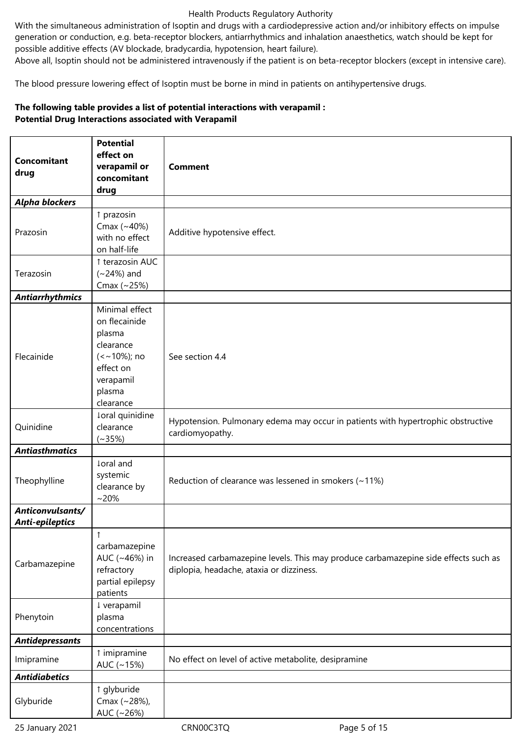With the simultaneous administration of Isoptin and drugs with a cardiodepressive action and/or inhibitory effects on impulse generation or conduction, e.g. beta-receptor blockers, antiarrhythmics and inhalation anaesthetics, watch should be kept for possible additive effects (AV blockade, bradycardia, hypotension, heart failure).
Above all, Isoptin should not be administered intravenously if the patient is on beta-receptor blockers (except in intensive care).

The blood pressure lowering effect of Isoptin must be borne in mind in patients on antihypertensive drugs.

**The following table provides a list of potential interactions with verapamil :**
**Potential Drug Interactions associated with Verapamil**

| Concomitant drug | Potential effect on verapamil or concomitant drug | Comment |
|---|---|---|
| ***Alpha blockers*** | | |
| Prazosin | ↑ prazosin Cmax (~40%) with no effect on half-life | Additive hypotensive effect. |
| Terazosin | ↑ terazosin AUC (~24%) and Cmax (~25%) | |
| ***Antiarrhythmics*** | | |
| Flecainide | Minimal effect on flecainide plasma clearance (<~10%); no effect on verapamil plasma clearance | See section 4.4 |
| Quinidine | ↓oral quinidine clearance (~35%) | Hypotension. Pulmonary edema may occur in patients with hypertrophic obstructive cardiomyopathy. |
| ***Antiasthmatics*** | | |
| Theophylline | ↓oral and systemic clearance by ~20% | Reduction of clearance was lessened in smokers (~11%) |
| ***Anticonvulsants/ Anti-epileptics*** | | |
| Carbamazepine | ↑ carbamazepine AUC (~46%) in refractory partial epilepsy patients | Increased carbamazepine levels. This may produce carbamazepine side effects such as diplopia, headache, ataxia or dizziness. |
| Phenytoin | ↓ verapamil plasma concentrations | |
| ***Antidepressants*** | | |
| Imipramine | ↑ imipramine AUC (~15%) | No effect on level of active metabolite, desipramine |
| ***Antidiabetics*** | | |
| Glyburide | ↑ glyburide Cmax (~28%), AUC (~26%) | |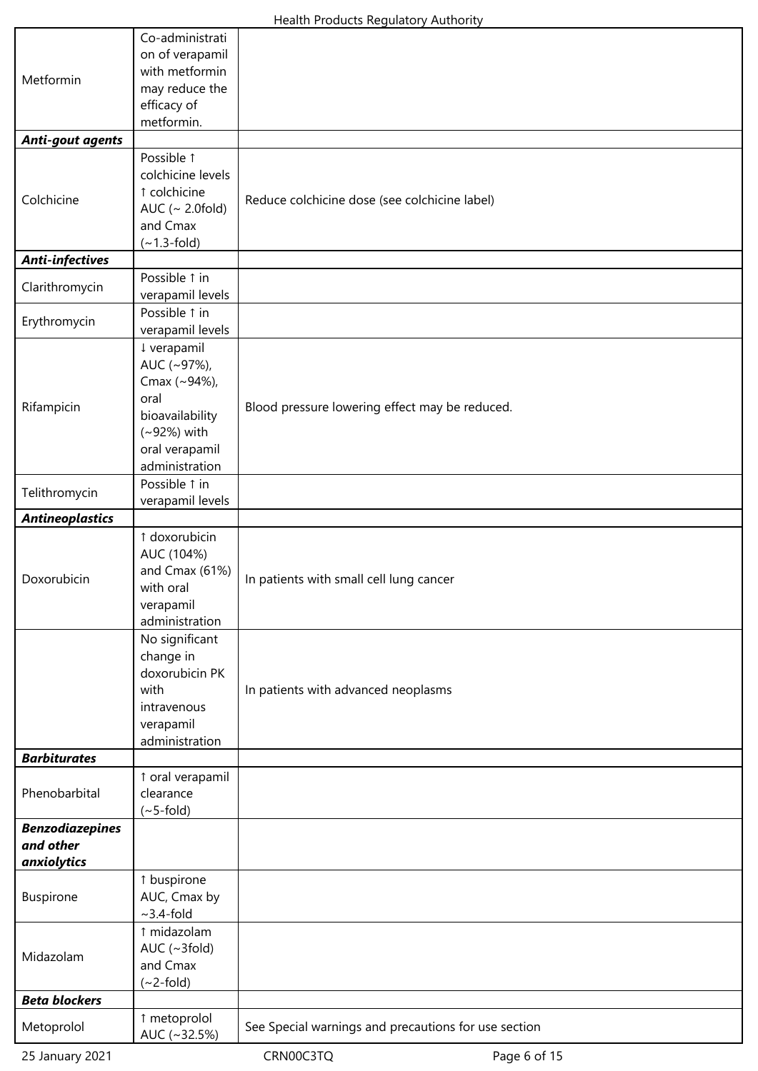| | | |
|---|---|---|
| Metformin | Co-administration of verapamil with metformin may reduce the efficacy of metformin. | |
| ***Anti-gout agents*** | | |
| Colchicine | Possible ↑ colchicine levels ↑ colchicine AUC (~ 2.0fold) and Cmax (~1.3-fold) | Reduce colchicine dose (see colchicine label) |
| ***Anti-infectives*** | | |
| Clarithromycin | Possible ↑ in verapamil levels | |
| Erythromycin | Possible ↑ in verapamil levels | |
| Rifampicin | ↓ verapamil AUC (~97%), Cmax (~94%), oral bioavailability (~92%) with oral verapamil administration | Blood pressure lowering effect may be reduced. |
| Telithromycin | Possible ↑ in verapamil levels | |
| ***Antineoplastics*** | | |
| Doxorubicin | ↑ doxorubicin AUC (104%) and Cmax (61%) with oral verapamil administration | In patients with small cell lung cancer |
| | No significant change in doxorubicin PK with intravenous verapamil administration | In patients with advanced neoplasms |
| ***Barbiturates*** | | |
| Phenobarbital | ↑ oral verapamil clearance (~5-fold) | |
| ***Benzodiazepines and other anxiolytics*** | | |
| Buspirone | ↑ buspirone AUC, Cmax by ~3.4-fold | |
| Midazolam | ↑ midazolam AUC (~3fold) and Cmax (~2-fold) | |
| ***Beta blockers*** | | |
| Metoprolol | ↑ metoprolol AUC (~32.5%) | See Special warnings and precautions for use section |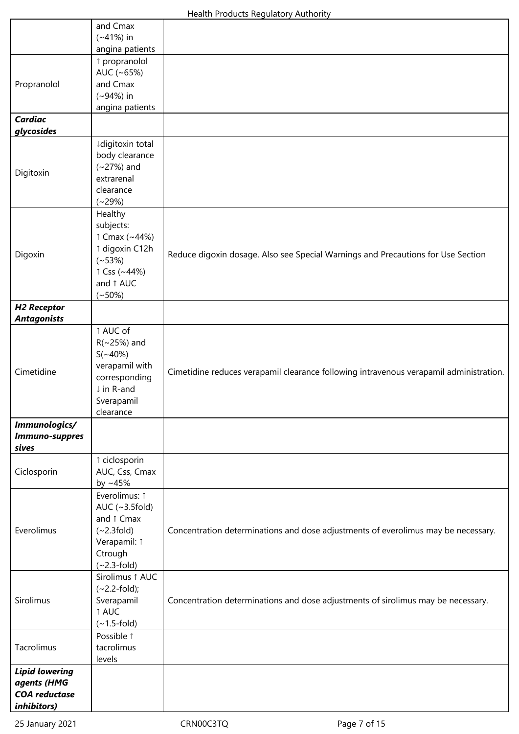| | | |
|---|---|---|
| | and Cmax (~41%) in angina patients | |
| Propranolol | ↑ propranolol AUC (~65%) and Cmax (~94%) in angina patients | |
| ***Cardiac glycosides*** | | |
| Digitoxin | ↓digitoxin total body clearance (~27%) and extrarenal clearance (~29%) | |
| Digoxin | Healthy subjects:<br>↑ Cmax (~44%)<br>↑ digoxin C12h (~53%)<br>↑ Css (~44%) and ↑ AUC (~50%) | Reduce digoxin dosage. Also see Special Warnings and Precautions for Use Section |
| ***H2 Receptor Antagonists*** | | |
| Cimetidine | ↑ AUC of R(~25%) and S(~40%) verapamil with corresponding ↓ in R-and Sverapamil clearance | Cimetidine reduces verapamil clearance following intravenous verapamil administration. |
| ***Immunologics/ Immuno-suppressives*** | | |
| Ciclosporin | ↑ ciclosporin AUC, Css, Cmax by ~45% | |
| Everolimus | Everolimus: ↑ AUC (~3.5fold) and ↑ Cmax (~2.3fold)<br>Verapamil: ↑ Ctrough (~2.3-fold) | Concentration determinations and dose adjustments of everolimus may be necessary. |
| Sirolimus | Sirolimus ↑ AUC (~2.2-fold); Sverapamil ↑ AUC (~1.5-fold) | Concentration determinations and dose adjustments of sirolimus may be necessary. |
| Tacrolimus | Possible ↑ tacrolimus levels | |
| ***Lipid lowering agents (HMG COA reductase inhibitors)*** | | |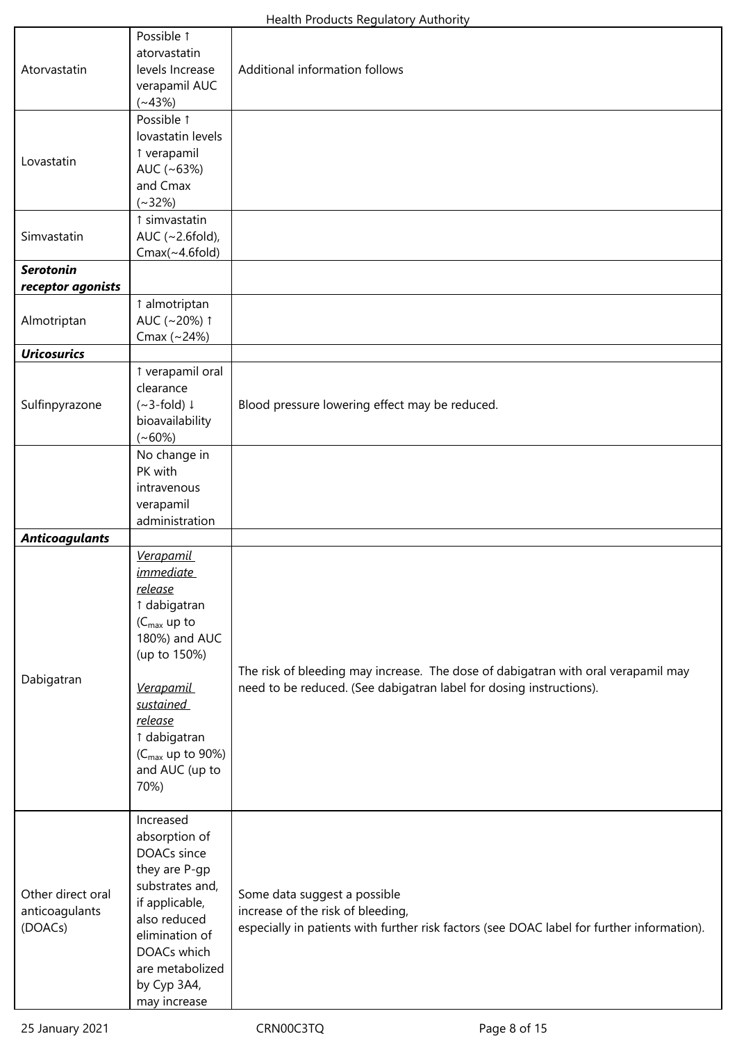| | | |
|---|---|---|
| Atorvastatin | Possible ↑ atorvastatin levels Increase verapamil AUC (~43%) | Additional information follows |
| Lovastatin | Possible ↑ lovastatin levels ↑ verapamil AUC (~63%) and Cmax (~32%) | |
| Simvastatin | ↑ simvastatin AUC (~2.6fold), Cmax(~4.6fold) | |
| ***Serotonin receptor agonists*** | | |
| Almotriptan | ↑ almotriptan AUC (~20%) ↑ Cmax (~24%) | |
| ***Uricosurics*** | | |
| Sulfinpyrazone | ↑ verapamil oral clearance (~3-fold) ↓ bioavailability (~60%) | Blood pressure lowering effect may be reduced. |
| | No change in PK with intravenous verapamil administration | |
| ***Anticoagulants*** | | |
| Dabigatran | *Verapamil immediate release* ↑ dabigatran ($C_{max}$ up to 180%) and AUC (up to 150%) <br><br> *Verapamil sustained release* ↑ dabigatran ($C_{max}$ up to 90%) and AUC (up to 70%) | The risk of bleeding may increase. The dose of dabigatran with oral verapamil may need to be reduced. (See dabigatran label for dosing instructions). |
| Other direct oral anticoagulants (DOACs) | Increased absorption of DOACs since they are P-gp substrates and, if applicable, also reduced elimination of DOACs which are metabolized by Cyp 3A4, may increase | Some data suggest a possible increase of the risk of bleeding, especially in patients with further risk factors (see DOAC label for further information). |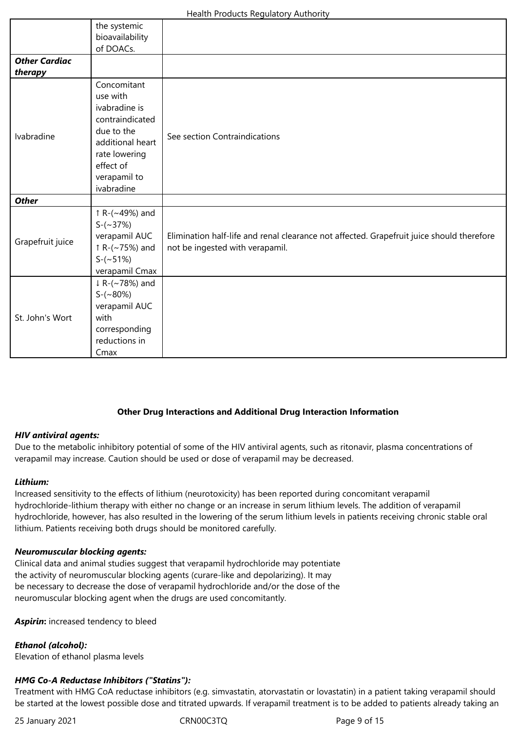| | | |
|---|---|---|
| | the systemic bioavailability of DOACs. | |
| ***Other Cardiac therapy*** | | |
| Ivabradine | Concomitant use with ivabradine is contraindicated due to the additional heart rate lowering effect of verapamil to ivabradine | See section Contraindications |
| ***Other*** | | |
| Grapefruit juice | ↑ R-(~49%) and S-(~37%) verapamil AUC ↑ R-(~75%) and S-(~51%) verapamil Cmax | Elimination half-life and renal clearance not affected. Grapefruit juice should therefore not be ingested with verapamil. |
| St. John's Wort | ↓ R-(~78%) and S-(~80%) verapamil AUC with corresponding reductions in Cmax | |

**Other Drug Interactions and Additional Drug Interaction Information**

***HIV antiviral agents:***
Due to the metabolic inhibitory potential of some of the HIV antiviral agents, such as ritonavir, plasma concentrations of verapamil may increase. Caution should be used or dose of verapamil may be decreased.

***Lithium:***
Increased sensitivity to the effects of lithium (neurotoxicity) has been reported during concomitant verapamil hydrochloride-lithium therapy with either no change or an increase in serum lithium levels. The addition of verapamil hydrochloride, however, has also resulted in the lowering of the serum lithium levels in patients receiving chronic stable oral lithium. Patients receiving both drugs should be monitored carefully.

***Neuromuscular blocking agents:***
Clinical data and animal studies suggest that verapamil hydrochloride may potentiate the activity of neuromuscular blocking agents (curare-like and depolarizing). It may be necessary to decrease the dose of verapamil hydrochloride and/or the dose of the neuromuscular blocking agent when the drugs are used concomitantly.

***Aspirin*:** increased tendency to bleed

***Ethanol (alcohol):***
Elevation of ethanol plasma levels

***HMG Co-A Reductase Inhibitors ("Statins"):***
Treatment with HMG CoA reductase inhibitors (e.g. simvastatin, atorvastatin or lovastatin) in a patient taking verapamil should be started at the lowest possible dose and titrated upwards. If verapamil treatment is to be added to patients already taking an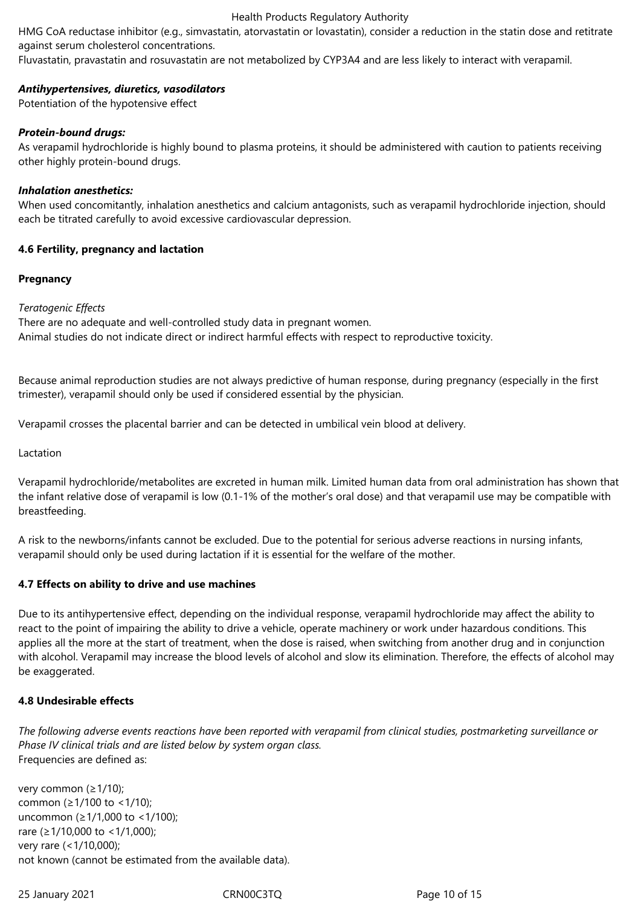HMG CoA reductase inhibitor (e.g., simvastatin, atorvastatin or lovastatin), consider a reduction in the statin dose and retitrate against serum cholesterol concentrations.
Fluvastatin, pravastatin and rosuvastatin are not metabolized by CYP3A4 and are less likely to interact with verapamil.

***Antihypertensives, diuretics, vasodilators***
Potentiation of the hypotensive effect

***Protein-bound drugs:***
As verapamil hydrochloride is highly bound to plasma proteins, it should be administered with caution to patients receiving other highly protein-bound drugs.

***Inhalation anesthetics:***
When used concomitantly, inhalation anesthetics and calcium antagonists, such as verapamil hydrochloride injection, should each be titrated carefully to avoid excessive cardiovascular depression.

## 4.6 Fertility, pregnancy and lactation

**Pregnancy**

*Teratogenic Effects*
There are no adequate and well-controlled study data in pregnant women.
Animal studies do not indicate direct or indirect harmful effects with respect to reproductive toxicity.

Because animal reproduction studies are not always predictive of human response, during pregnancy (especially in the first trimester), verapamil should only be used if considered essential by the physician.

Verapamil crosses the placental barrier and can be detected in umbilical vein blood at delivery.

Lactation

Verapamil hydrochloride/metabolites are excreted in human milk. Limited human data from oral administration has shown that the infant relative dose of verapamil is low (0.1-1% of the mother's oral dose) and that verapamil use may be compatible with breastfeeding.

A risk to the newborns/infants cannot be excluded. Due to the potential for serious adverse reactions in nursing infants, verapamil should only be used during lactation if it is essential for the welfare of the mother.

## 4.7 Effects on ability to drive and use machines

Due to its antihypertensive effect, depending on the individual response, verapamil hydrochloride may affect the ability to react to the point of impairing the ability to drive a vehicle, operate machinery or work under hazardous conditions. This applies all the more at the start of treatment, when the dose is raised, when switching from another drug and in conjunction with alcohol. Verapamil may increase the blood levels of alcohol and slow its elimination. Therefore, the effects of alcohol may be exaggerated.

## 4.8 Undesirable effects

*The following adverse events reactions have been reported with verapamil from clinical studies, postmarketing surveillance or Phase IV clinical trials and are listed below by system organ class.*
Frequencies are defined as:

very common (≥1/10);
common (≥1/100 to <1/10);
uncommon (≥1/1,000 to <1/100);
rare (≥1/10,000 to <1/1,000);
very rare (<1/10,000);
not known (cannot be estimated from the available data).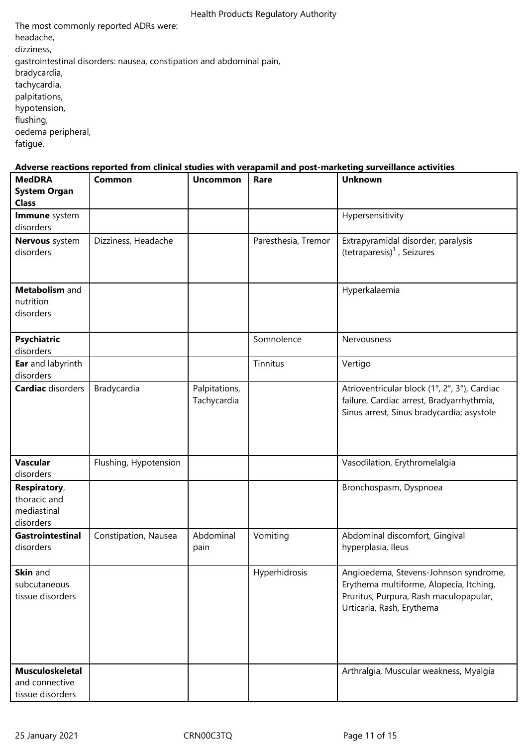The most commonly reported ADRs were:
headache,
dizziness,
gastrointestinal disorders: nausea, constipation and abdominal pain,
bradycardia,
tachycardia,
palpitations,
hypotension,
flushing,
oedema peripheral,
fatigue.

**Adverse reactions reported from clinical studies with verapamil and post-marketing surveillance activities**

| MedDRA System Organ Class | Common | Uncommon | Rare | Unknown |
|---|---|---|---|---|
| **Immune** system disorders | | | | Hypersensitivity |
| **Nervous** system disorders | Dizziness, Headache | | Paresthesia, Tremor | Extrapyramidal disorder, paralysis (tetraparesis)[1] , Seizures |
| **Metabolism** and nutrition disorders | | | | Hyperkalaemia |
| **Psychiatric** disorders | | | Somnolence | Nervousness |
| **Ear** and labyrinth disorders | | | Tinnitus | Vertigo |
| **Cardiac** disorders | Bradycardia | Palpitations, Tachycardia | | Atrioventricular block (1°, 2°, 3°), Cardiac failure, Cardiac arrest, Bradyarrhythmia, Sinus arrest, Sinus bradycardia; asystole |
| **Vascular** disorders | Flushing, Hypotension | | | Vasodilation, Erythromelalgia |
| **Respiratory**, thoracic and mediastinal disorders | | | | Bronchospasm, Dyspnoea |
| **Gastrointestinal** disorders | Constipation, Nausea | Abdominal pain | Vomiting | Abdominal discomfort, Gingival hyperplasia, Ileus |
| **Skin** and subcutaneous tissue disorders | | | Hyperhidrosis | Angioedema, Stevens-Johnson syndrome, Erythema multiforme, Alopecia, Itching, Pruritus, Purpura, Rash maculopapular, Urticaria, Rash, Erythema |
| **Musculoskeletal** and connective tissue disorders | | | | Arthralgia, Muscular weakness, Myalgia |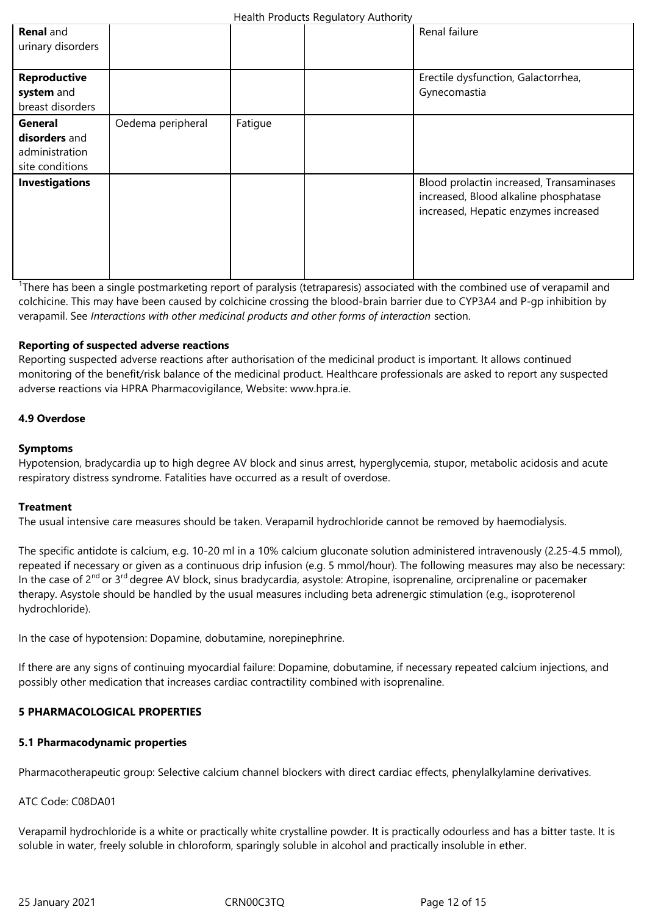| **Renal** and urinary disorders | | | | Renal failure |
|---|---|---|---|---|
| **Reproductive system** and breast disorders | | | | Erectile dysfunction, Galactorrhea, Gynecomastia |
| **General disorders** and administration site conditions | Oedema peripheral | Fatigue | | |
| **Investigations** | | | | Blood prolactin increased, Transaminases increased, Blood alkaline phosphatase increased, Hepatic enzymes increased |

[1]There has been a single postmarketing report of paralysis (tetraparesis) associated with the combined use of verapamil and colchicine. This may have been caused by colchicine crossing the blood-brain barrier due to CYP3A4 and P-gp inhibition by verapamil. See *Interactions with other medicinal products and other forms of interaction* section.

**Reporting of suspected adverse reactions**
Reporting suspected adverse reactions after authorisation of the medicinal product is important. It allows continued monitoring of the benefit/risk balance of the medicinal product. Healthcare professionals are asked to report any suspected adverse reactions via HPRA Pharmacovigilance, Website: www.hpra.ie.

**4.9 Overdose**

**Symptoms**
Hypotension, bradycardia up to high degree AV block and sinus arrest, hyperglycemia, stupor, metabolic acidosis and acute respiratory distress syndrome. Fatalities have occurred as a result of overdose.

**Treatment**
The usual intensive care measures should be taken. Verapamil hydrochloride cannot be removed by haemodialysis.

The specific antidote is calcium, e.g. 10-20 ml in a 10% calcium gluconate solution administered intravenously (2.25-4.5 mmol), repeated if necessary or given as a continuous drip infusion (e.g. 5 mmol/hour). The following measures may also be necessary: In the case of 2nd or 3rd degree AV block, sinus bradycardia, asystole: Atropine, isoprenaline, orciprenaline or pacemaker therapy. Asystole should be handled by the usual measures including beta adrenergic stimulation (e.g., isoproterenol hydrochloride).

In the case of hypotension: Dopamine, dobutamine, norepinephrine.

If there are any signs of continuing myocardial failure: Dopamine, dobutamine, if necessary repeated calcium injections, and possibly other medication that increases cardiac contractility combined with isoprenaline.

**5 PHARMACOLOGICAL PROPERTIES**

**5.1 Pharmacodynamic properties**

Pharmacotherapeutic group: Selective calcium channel blockers with direct cardiac effects, phenylalkylamine derivatives.

ATC Code: C08DA01

Verapamil hydrochloride is a white or practically white crystalline powder. It is practically odourless and has a bitter taste. It is soluble in water, freely soluble in chloroform, sparingly soluble in alcohol and practically insoluble in ether.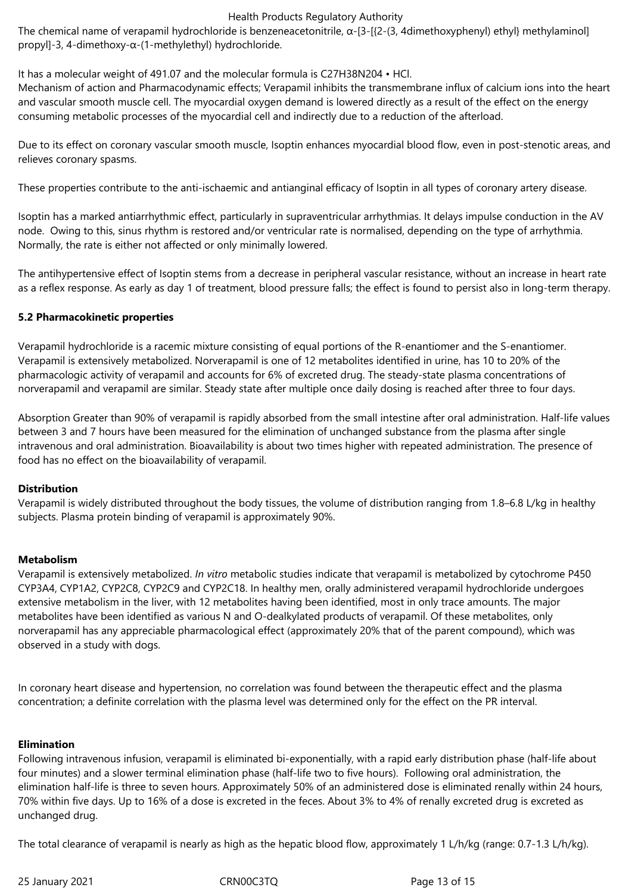The chemical name of verapamil hydrochloride is benzeneacetonitrile, α-[3-[{2-(3, 4dimethoxyphenyl) ethyl} methylaminol] propyl]-3, 4-dimethoxy-α-(1-methylethyl) hydrochloride.

It has a molecular weight of 491.07 and the molecular formula is $C_{27}H_{38}N_2O_4 \cdot HCl$.

Mechanism of action and Pharmacodynamic effects; Verapamil inhibits the transmembrane influx of calcium ions into the heart and vascular smooth muscle cell. The myocardial oxygen demand is lowered directly as a result of the effect on the energy consuming metabolic processes of the myocardial cell and indirectly due to a reduction of the afterload.

Due to its effect on coronary vascular smooth muscle, Isoptin enhances myocardial blood flow, even in post-stenotic areas, and relieves coronary spasms.

These properties contribute to the anti-ischaemic and antianginal efficacy of Isoptin in all types of coronary artery disease.

Isoptin has a marked antiarrhythmic effect, particularly in supraventricular arrhythmias. It delays impulse conduction in the AV node. Owing to this, sinus rhythm is restored and/or ventricular rate is normalised, depending on the type of arrhythmia. Normally, the rate is either not affected or only minimally lowered.

The antihypertensive effect of Isoptin stems from a decrease in peripheral vascular resistance, without an increase in heart rate as a reflex response. As early as day 1 of treatment, blood pressure falls; the effect is found to persist also in long-term therapy.

**5.2 Pharmacokinetic properties**

Verapamil hydrochloride is a racemic mixture consisting of equal portions of the R-enantiomer and the S-enantiomer. Verapamil is extensively metabolized. Norverapamil is one of 12 metabolites identified in urine, has 10 to 20% of the pharmacologic activity of verapamil and accounts for 6% of excreted drug. The steady-state plasma concentrations of norverapamil and verapamil are similar. Steady state after multiple once daily dosing is reached after three to four days.

Absorption Greater than 90% of verapamil is rapidly absorbed from the small intestine after oral administration. Half-life values between 3 and 7 hours have been measured for the elimination of unchanged substance from the plasma after single intravenous and oral administration. Bioavailability is about two times higher with repeated administration. The presence of food has no effect on the bioavailability of verapamil.

**Distribution**

Verapamil is widely distributed throughout the body tissues, the volume of distribution ranging from 1.8–6.8 L/kg in healthy subjects. Plasma protein binding of verapamil is approximately 90%.

**Metabolism**

Verapamil is extensively metabolized. *In vitro* metabolic studies indicate that verapamil is metabolized by cytochrome P450 CYP3A4, CYP1A2, CYP2C8, CYP2C9 and CYP2C18. In healthy men, orally administered verapamil hydrochloride undergoes extensive metabolism in the liver, with 12 metabolites having been identified, most in only trace amounts. The major metabolites have been identified as various N and O-dealkylated products of verapamil. Of these metabolites, only norverapamil has any appreciable pharmacological effect (approximately 20% that of the parent compound), which was observed in a study with dogs.

In coronary heart disease and hypertension, no correlation was found between the therapeutic effect and the plasma concentration; a definite correlation with the plasma level was determined only for the effect on the PR interval.

**Elimination**

Following intravenous infusion, verapamil is eliminated bi-exponentially, with a rapid early distribution phase (half-life about four minutes) and a slower terminal elimination phase (half-life two to five hours). Following oral administration, the elimination half-life is three to seven hours. Approximately 50% of an administered dose is eliminated renally within 24 hours, 70% within five days. Up to 16% of a dose is excreted in the feces. About 3% to 4% of renally excreted drug is excreted as unchanged drug.

The total clearance of verapamil is nearly as high as the hepatic blood flow, approximately 1 L/h/kg (range: 0.7-1.3 L/h/kg).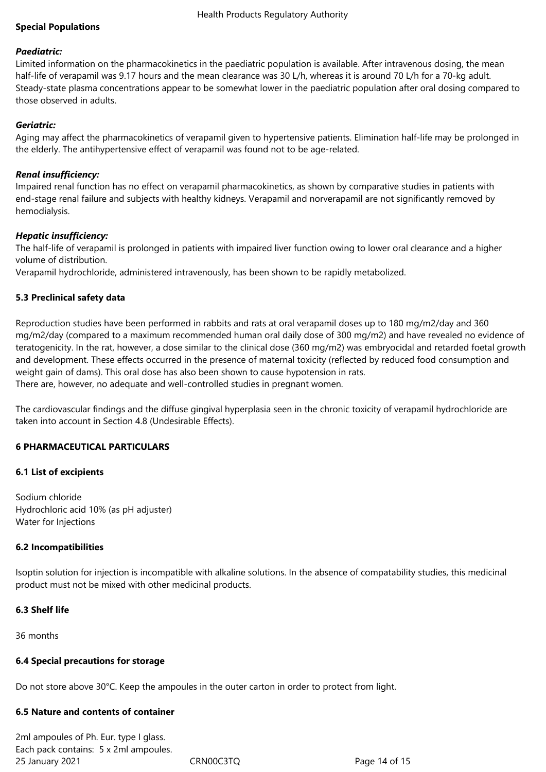**Special Populations**

***Paediatric:***

Limited information on the pharmacokinetics in the paediatric population is available. After intravenous dosing, the mean half-life of verapamil was 9.17 hours and the mean clearance was 30 L/h, whereas it is around 70 L/h for a 70-kg adult. Steady-state plasma concentrations appear to be somewhat lower in the paediatric population after oral dosing compared to those observed in adults.

***Geriatric:***

Aging may affect the pharmacokinetics of verapamil given to hypertensive patients. Elimination half-life may be prolonged in the elderly. The antihypertensive effect of verapamil was found not to be age-related.

***Renal insufficiency:***

Impaired renal function has no effect on verapamil pharmacokinetics, as shown by comparative studies in patients with end-stage renal failure and subjects with healthy kidneys. Verapamil and norverapamil are not significantly removed by hemodialysis.

***Hepatic insufficiency:***

The half-life of verapamil is prolonged in patients with impaired liver function owing to lower oral clearance and a higher volume of distribution.
Verapamil hydrochloride, administered intravenously, has been shown to be rapidly metabolized.

**5.3 Preclinical safety data**

Reproduction studies have been performed in rabbits and rats at oral verapamil doses up to 180 mg/m2/day and 360 mg/m2/day (compared to a maximum recommended human oral daily dose of 300 mg/m2) and have revealed no evidence of teratogenicity. In the rat, however, a dose similar to the clinical dose (360 mg/m2) was embryocidal and retarded foetal growth and development. These effects occurred in the presence of maternal toxicity (reflected by reduced food consumption and weight gain of dams). This oral dose has also been shown to cause hypotension in rats.
There are, however, no adequate and well-controlled studies in pregnant women.

The cardiovascular findings and the diffuse gingival hyperplasia seen in the chronic toxicity of verapamil hydrochloride are taken into account in Section 4.8 (Undesirable Effects).

## 6 PHARMACEUTICAL PARTICULARS

**6.1 List of excipients**

Sodium chloride
Hydrochloric acid 10% (as pH adjuster)
Water for Injections

**6.2 Incompatibilities**

Isoptin solution for injection is incompatible with alkaline solutions. In the absence of compatability studies, this medicinal product must not be mixed with other medicinal products.

**6.3 Shelf life**

36 months

**6.4 Special precautions for storage**

Do not store above 30°C. Keep the ampoules in the outer carton in order to protect from light.

**6.5 Nature and contents of container**

2ml ampoules of Ph. Eur. type I glass.
Each pack contains: 5 x 2ml ampoules.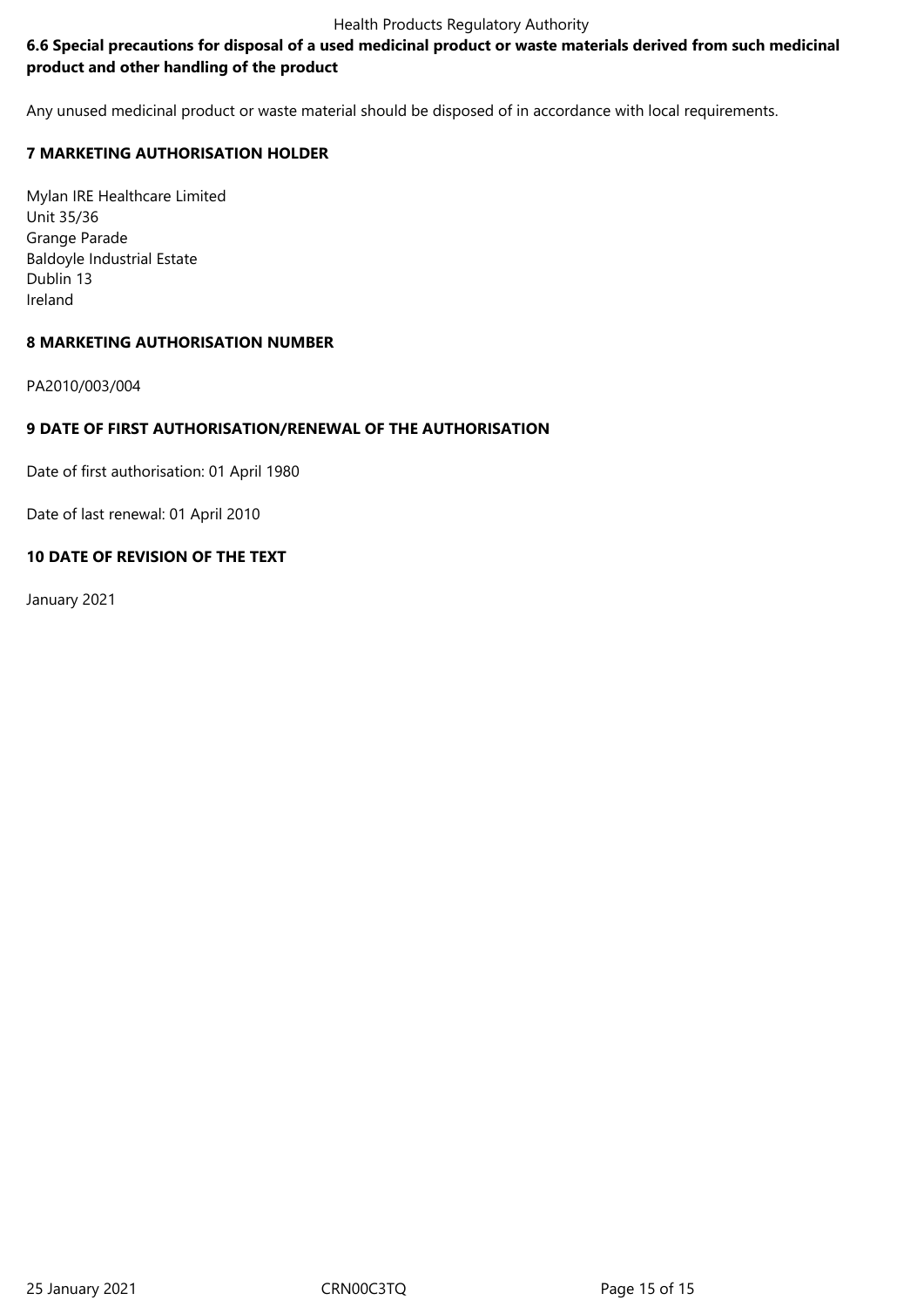### 6.6 Special precautions for disposal of a used medicinal product or waste materials derived from such medicinal product and other handling of the product

Any unused medicinal product or waste material should be disposed of in accordance with local requirements.

## 7 MARKETING AUTHORISATION HOLDER

Mylan IRE Healthcare Limited
Unit 35/36
Grange Parade
Baldoyle Industrial Estate
Dublin 13
Ireland

## 8 MARKETING AUTHORISATION NUMBER

PA2010/003/004

## 9 DATE OF FIRST AUTHORISATION/RENEWAL OF THE AUTHORISATION

Date of first authorisation: 01 April 1980

Date of last renewal: 01 April 2010

## 10 DATE OF REVISION OF THE TEXT

January 2021